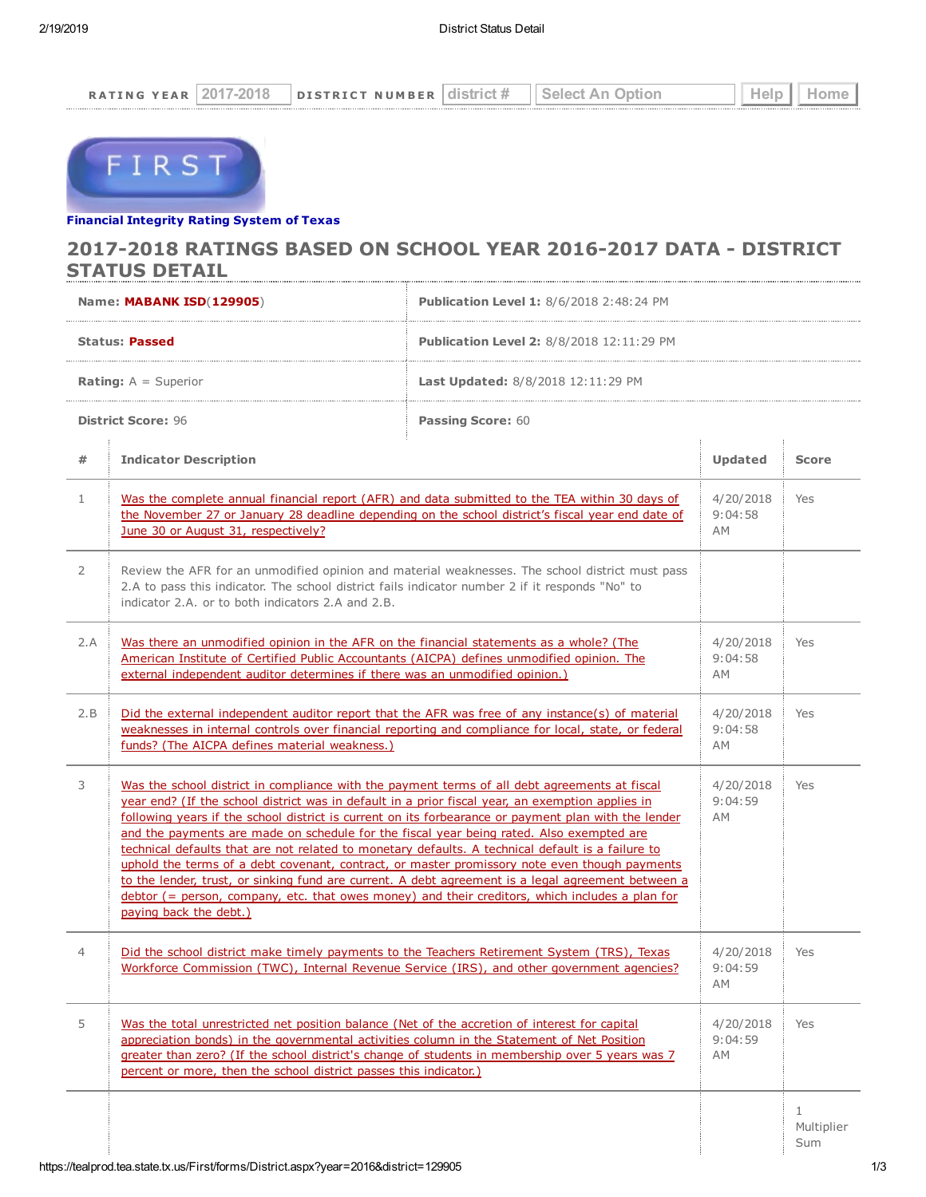RATING YEAR 2017-2018 DISTRICT NUMBER district # Select An Option Help Home

**Financial Integrity Rating System of Texas**

## 2017-2018 RATINGS BASED ON SCHOOL YEAR 2016-2017 DATA - DISTRICT STATUS DETAIL

| | |
|---|---|
| **Name:** **MABANK ISD**(**129905**) | **Publication Level 1:** 8/6/2018 2:48:24 PM |
| **Status:** **Passed** | **Publication Level 2:** 8/8/2018 12:11:29 PM |
| **Rating:** A = Superior | **Last Updated:** 8/8/2018 12:11:29 PM |
| **District Score:** 96 | **Passing Score:** 60 |

| # | Indicator Description | Updated | Score |
|---|---|---|---|
| 1 | Was the complete annual financial report (AFR) and data submitted to the TEA within 30 days of the November 27 or January 28 deadline depending on the school district's fiscal year end date of June 30 or August 31, respectively? | 4/20/2018 9:04:58 AM | Yes |
| 2 | Review the AFR for an unmodified opinion and material weaknesses. The school district must pass 2.A to pass this indicator. The school district fails indicator number 2 if it responds "No" to indicator 2.A. or to both indicators 2.A and 2.B. | | |
| 2.A | Was there an unmodified opinion in the AFR on the financial statements as a whole? (The American Institute of Certified Public Accountants (AICPA) defines unmodified opinion. The external independent auditor determines if there was an unmodified opinion.) | 4/20/2018 9:04:58 AM | Yes |
| 2.B | Did the external independent auditor report that the AFR was free of any instance(s) of material weaknesses in internal controls over financial reporting and compliance for local, state, or federal funds? (The AICPA defines material weakness.) | 4/20/2018 9:04:58 AM | Yes |
| 3 | Was the school district in compliance with the payment terms of all debt agreements at fiscal year end? (If the school district was in default in a prior fiscal year, an exemption applies in following years if the school district is current on its forbearance or payment plan with the lender and the payments are made on schedule for the fiscal year being rated. Also exempted are technical defaults that are not related to monetary defaults. A technical default is a failure to uphold the terms of a debt covenant, contract, or master promissory note even though payments to the lender, trust, or sinking fund are current. A debt agreement is a legal agreement between a debtor (= person, company, etc. that owes money) and their creditors, which includes a plan for paying back the debt.) | 4/20/2018 9:04:59 AM | Yes |
| 4 | Did the school district make timely payments to the Teachers Retirement System (TRS), Texas Workforce Commission (TWC), Internal Revenue Service (IRS), and other government agencies? | 4/20/2018 9:04:59 AM | Yes |
| 5 | Was the total unrestricted net position balance (Net of the accretion of interest for capital appreciation bonds) in the governmental activities column in the Statement of Net Position greater than zero? (If the school district's change of students in membership over 5 years was 7 percent or more, then the school district passes this indicator.) | 4/20/2018 9:04:59 AM | Yes |
| | | | 1 Multiplier Sum |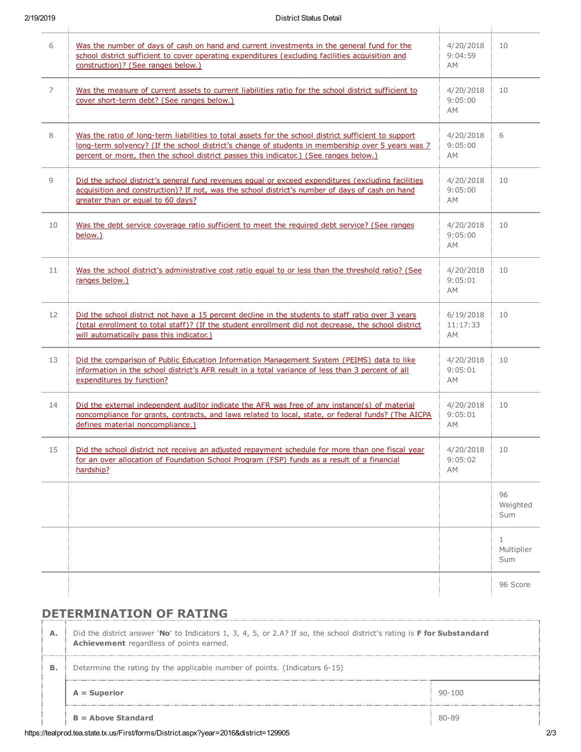| | | | |
|---|---|---|---|
| 6 | Was the number of days of cash on hand and current investments in the general fund for the school district sufficient to cover operating expenditures (excluding facilities acquisition and construction)? (See ranges below.) | 4/20/2018 9:04:59 AM | 10 |
| 7 | Was the measure of current assets to current liabilities ratio for the school district sufficient to cover short-term debt? (See ranges below.) | 4/20/2018 9:05:00 AM | 10 |
| 8 | Was the ratio of long-term liabilities to total assets for the school district sufficient to support long-term solvency? (If the school district's change of students in membership over 5 years was 7 percent or more, then the school district passes this indicator.) (See ranges below.) | 4/20/2018 9:05:00 AM | 6 |
| 9 | Did the school district's general fund revenues equal or exceed expenditures (excluding facilities acquisition and construction)? If not, was the school district's number of days of cash on hand greater than or equal to 60 days? | 4/20/2018 9:05:00 AM | 10 |
| 10 | Was the debt service coverage ratio sufficient to meet the required debt service? (See ranges below.) | 4/20/2018 9:05:00 AM | 10 |
| 11 | Was the school district's administrative cost ratio equal to or less than the threshold ratio? (See ranges below.) | 4/20/2018 9:05:01 AM | 10 |
| 12 | Did the school district not have a 15 percent decline in the students to staff ratio over 3 years (total enrollment to total staff)? (If the student enrollment did not decrease, the school district will automatically pass this indicator.) | 6/19/2018 11:17:33 AM | 10 |
| 13 | Did the comparison of Public Education Information Management System (PEIMS) data to like information in the school district's AFR result in a total variance of less than 3 percent of all expenditures by function? | 4/20/2018 9:05:01 AM | 10 |
| 14 | Did the external independent auditor indicate the AFR was free of any instance(s) of material noncompliance for grants, contracts, and laws related to local, state, or federal funds? (The AICPA defines material noncompliance.) | 4/20/2018 9:05:01 AM | 10 |
| 15 | Did the school district not receive an adjusted repayment schedule for more than one fiscal year for an over allocation of Foundation School Program (FSP) funds as a result of a financial hardship? | 4/20/2018 9:05:02 AM | 10 |
| | | | 96 Weighted Sum |
| | | | 1 Multiplier Sum |
| | | | 96 Score |

## DETERMINATION OF RATING

| | | |
|---|---|---|
| **A.** | Did the district answer '**No**' to Indicators 1, 3, 4, 5, or 2.A? If so, the school district's rating is **F for Substandard Achievement** regardless of points earned. | |
| **B.** | Determine the rating by the applicable number of points. (Indicators 6-15) | |
| | **A = Superior** | 90-100 |
| | **B = Above Standard** | 80-89 |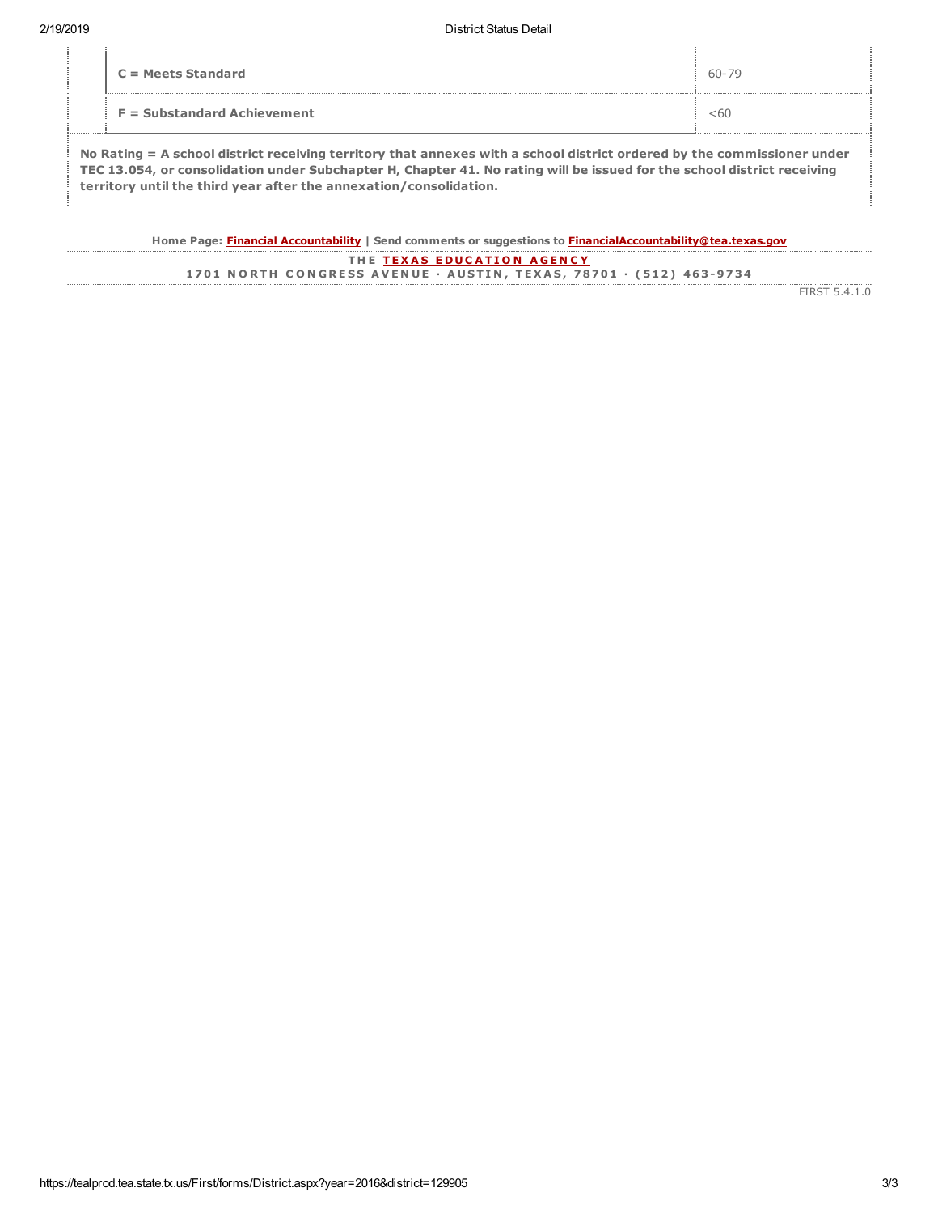| | |
|---|---|
| **C = Meets Standard** | 60-79 |
| **F = Substandard Achievement** | <60 |

**No Rating = A school district receiving territory that annexes with a school district ordered by the commissioner under TEC 13.054, or consolidation under Subchapter H, Chapter 41. No rating will be issued for the school district receiving territory until the third year after the annexation/consolidation.**

**Home Page: Financial Accountability | Send comments or suggestions to FinancialAccountability@tea.texas.gov**

**THE TEXAS EDUCATION AGENCY**
**1701 NORTH CONGRESS AVENUE · AUSTIN, TEXAS, 78701 · (512) 463-9734**

FIRST 5.4.1.0